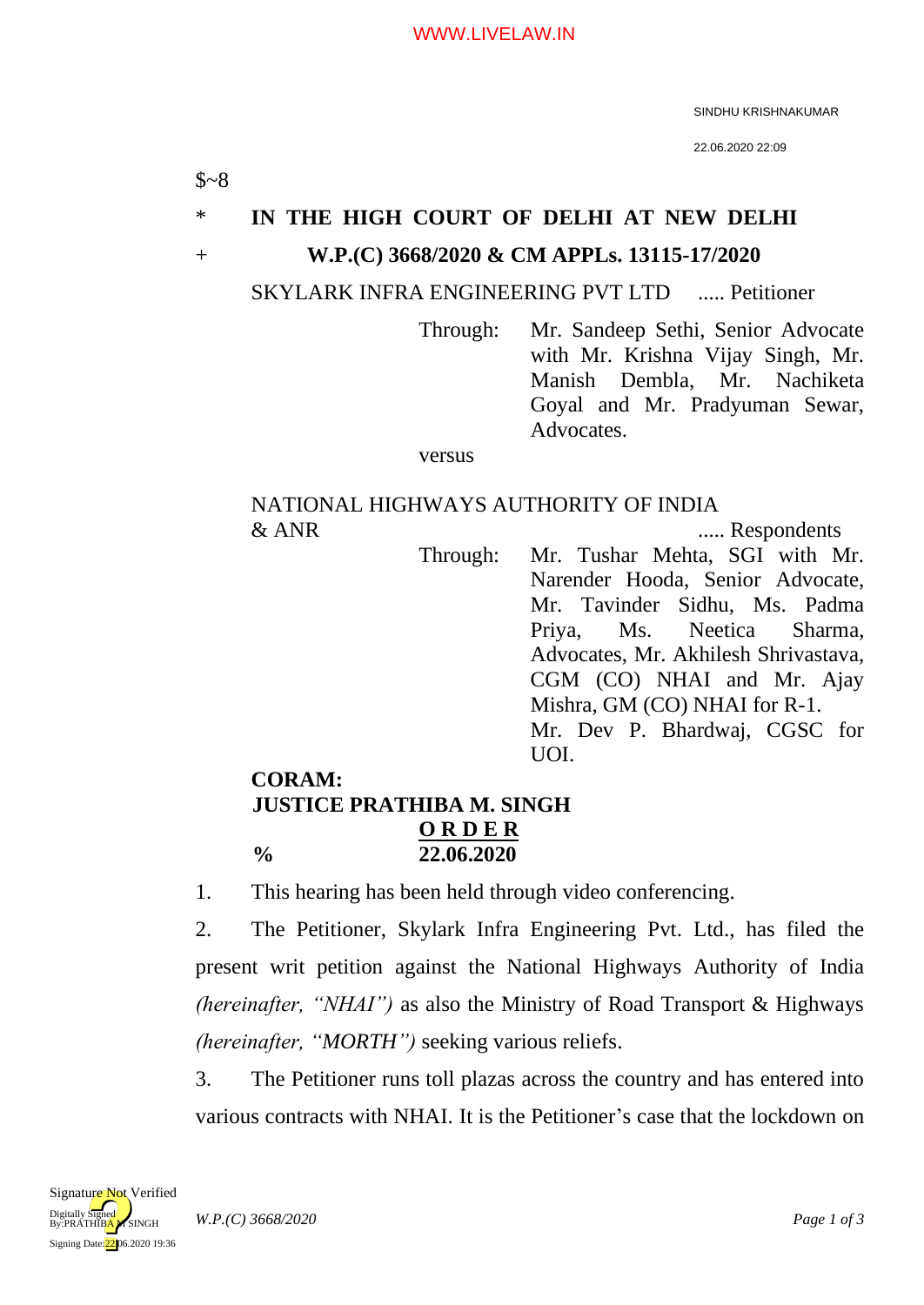$~8

\* **IN THE HIGH COURT OF DELHI AT NEW DELHI**

\+ **W.P.(C) 3668/2020 & CM APPLs. 13115-17/2020**

SKYLARK INFRA ENGINEERING PVT LTD ..... Petitioner

Through: Mr. Sandeep Sethi, Senior Advocate with Mr. Krishna Vijay Singh, Mr. Manish Dembla, Mr. Nachiketa Goyal and Mr. Pradyuman Sewar, Advocates.

versus

NATIONAL HIGHWAYS AUTHORITY OF INDIA & ANR ..... Respondents

Through: Mr. Tushar Mehta, SGI with Mr. Narender Hooda, Senior Advocate, Mr. Tavinder Sidhu, Ms. Padma Priya, Ms. Neetica Sharma, Advocates, Mr. Akhilesh Shrivastava, CGM (CO) NHAI and Mr. Ajay Mishra, GM (CO) NHAI for R-1.
Mr. Dev P. Bhardwaj, CGSC for UOI.

**CORAM:**
**JUSTICE PRATHIBA M. SINGH**

**O R D E R**

% **22.06.2020**

1. This hearing has been held through video conferencing.

2. The Petitioner, Skylark Infra Engineering Pvt. Ltd., has filed the present writ petition against the National Highways Authority of India *(hereinafter, "NHAI")* as also the Ministry of Road Transport & Highways *(hereinafter, "MORTH")* seeking various reliefs.

3. The Petitioner runs toll plazas across the country and has entered into various contracts with NHAI. It is the Petitioner's case that the lockdown on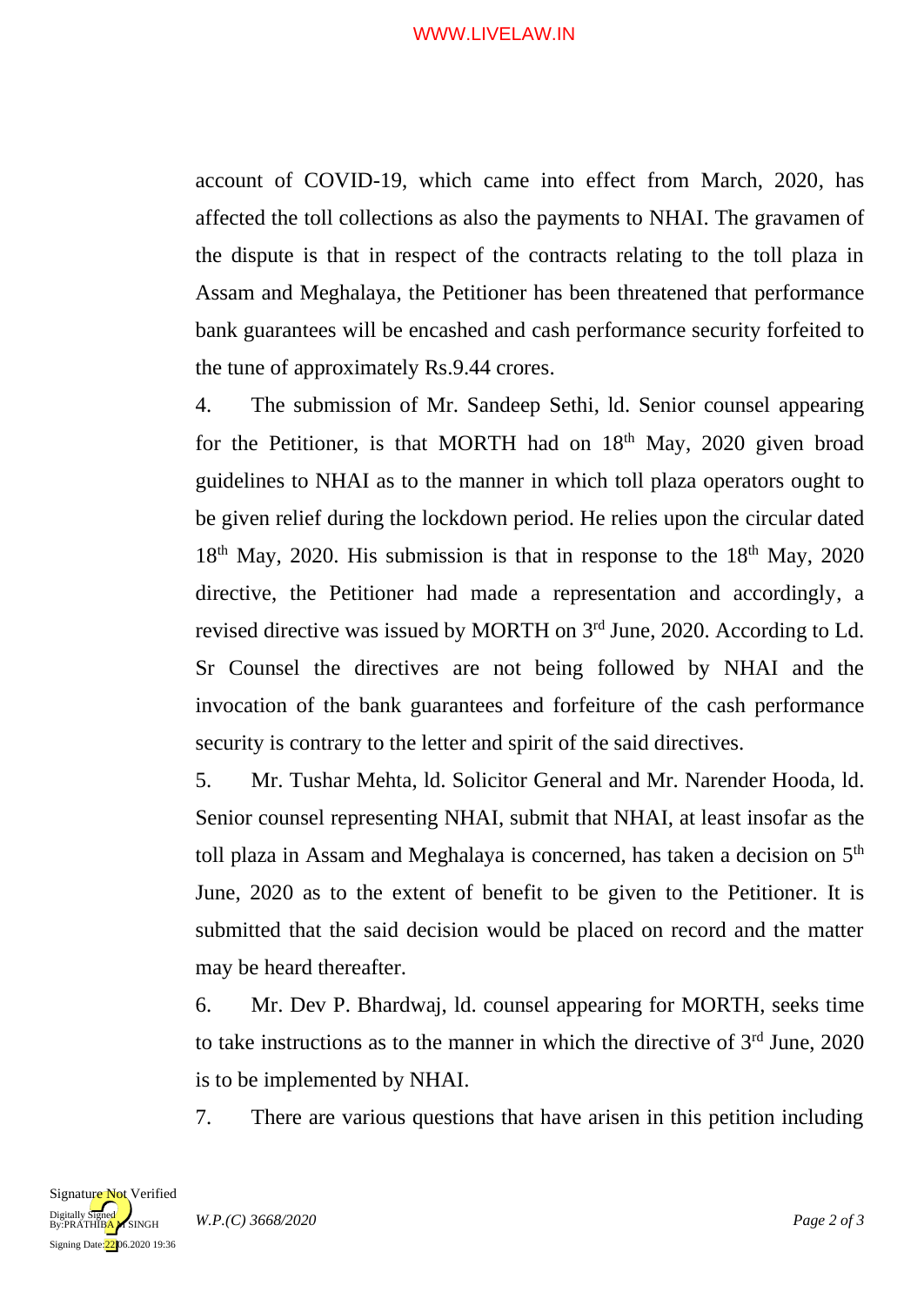account of COVID-19, which came into effect from March, 2020, has affected the toll collections as also the payments to NHAI. The gravamen of the dispute is that in respect of the contracts relating to the toll plaza in Assam and Meghalaya, the Petitioner has been threatened that performance bank guarantees will be encashed and cash performance security forfeited to the tune of approximately Rs.9.44 crores.

4. The submission of Mr. Sandeep Sethi, ld. Senior counsel appearing for the Petitioner, is that MORTH had on 18th May, 2020 given broad guidelines to NHAI as to the manner in which toll plaza operators ought to be given relief during the lockdown period. He relies upon the circular dated 18th May, 2020. His submission is that in response to the 18th May, 2020 directive, the Petitioner had made a representation and accordingly, a revised directive was issued by MORTH on 3rd June, 2020. According to Ld. Sr Counsel the directives are not being followed by NHAI and the invocation of the bank guarantees and forfeiture of the cash performance security is contrary to the letter and spirit of the said directives.

5. Mr. Tushar Mehta, ld. Solicitor General and Mr. Narender Hooda, ld. Senior counsel representing NHAI, submit that NHAI, at least insofar as the toll plaza in Assam and Meghalaya is concerned, has taken a decision on 5th June, 2020 as to the extent of benefit to be given to the Petitioner. It is submitted that the said decision would be placed on record and the matter may be heard thereafter.

6. Mr. Dev P. Bhardwaj, ld. counsel appearing for MORTH, seeks time to take instructions as to the manner in which the directive of 3rd June, 2020 is to be implemented by NHAI.

7. There are various questions that have arisen in this petition including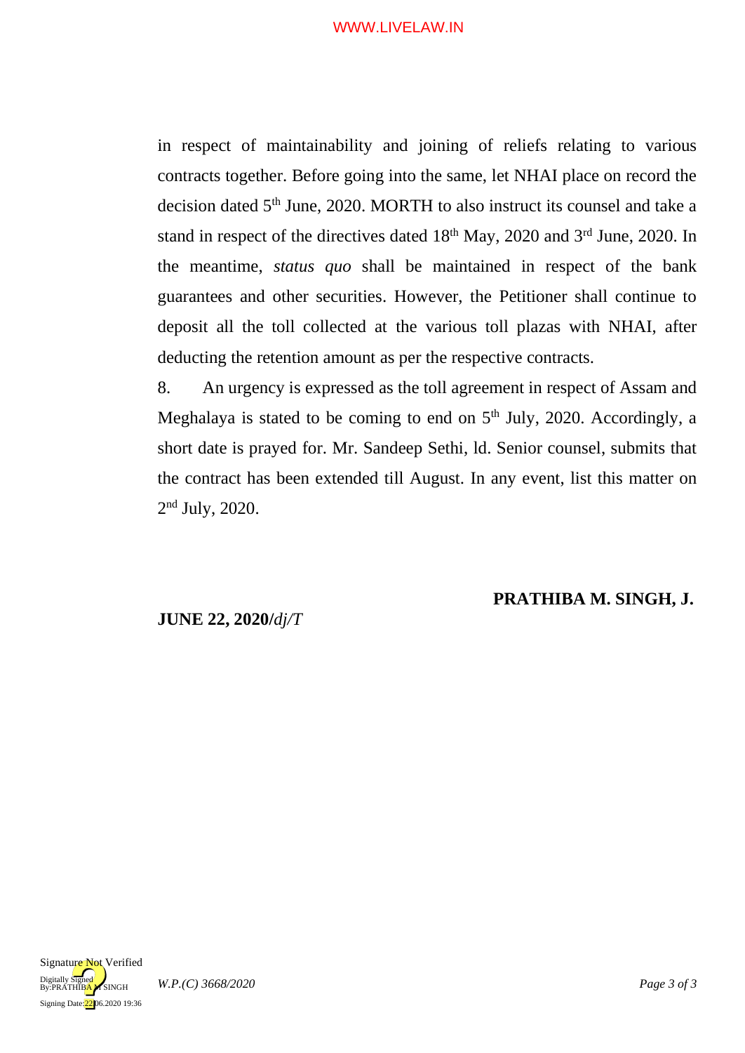in respect of maintainability and joining of reliefs relating to various contracts together. Before going into the same, let NHAI place on record the decision dated 5th June, 2020. MORTH to also instruct its counsel and take a stand in respect of the directives dated 18th May, 2020 and 3rd June, 2020. In the meantime, *status quo* shall be maintained in respect of the bank guarantees and other securities. However, the Petitioner shall continue to deposit all the toll collected at the various toll plazas with NHAI, after deducting the retention amount as per the respective contracts.

8. An urgency is expressed as the toll agreement in respect of Assam and Meghalaya is stated to be coming to end on 5th July, 2020. Accordingly, a short date is prayed for. Mr. Sandeep Sethi, ld. Senior counsel, submits that the contract has been extended till August. In any event, list this matter on 2nd July, 2020.

**PRATHIBA M. SINGH, J.**

**JUNE 22, 2020**/*dj/T*